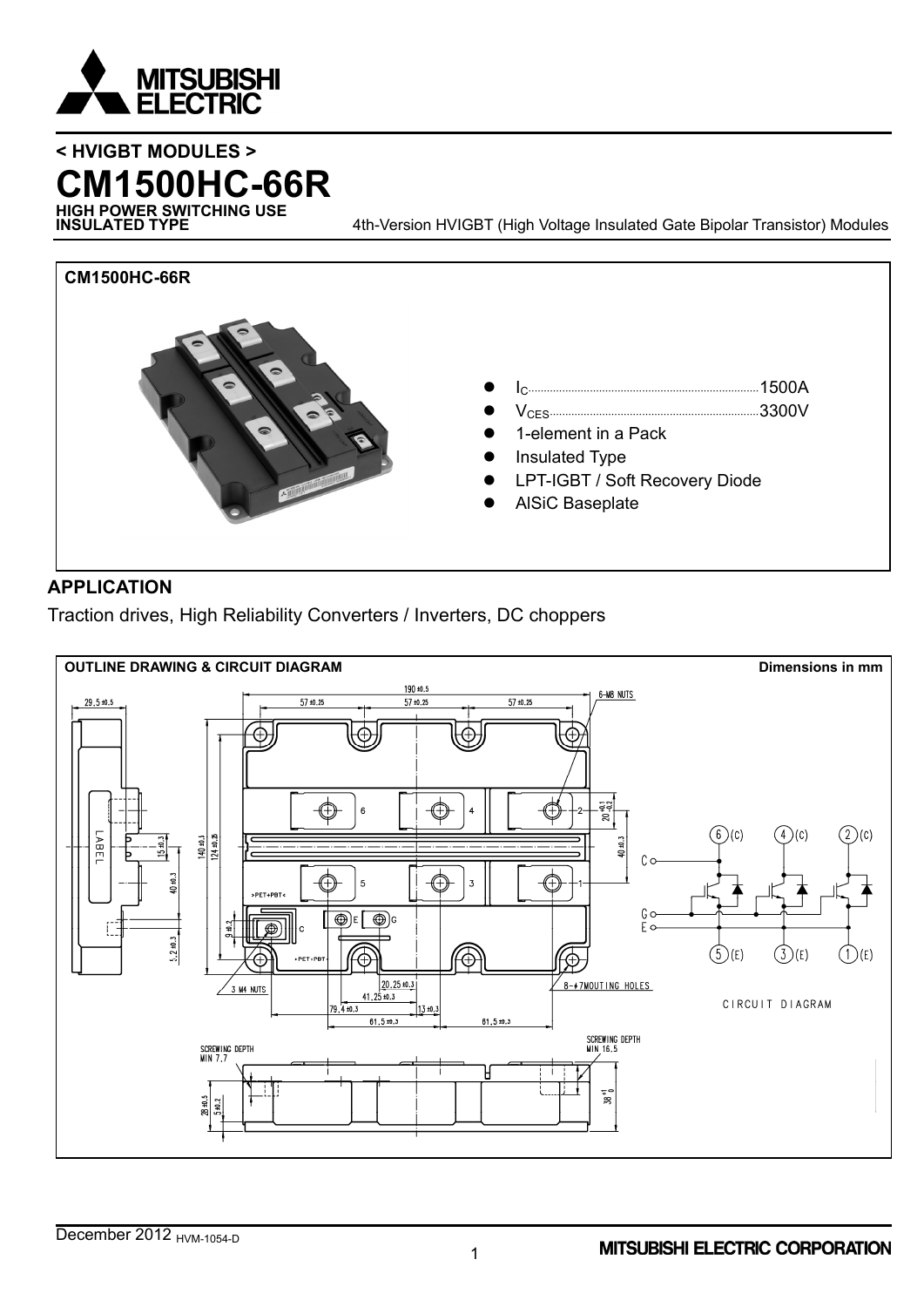< HVIGBT MODULES >

# CM1500HC-66R

**HIGH POWER SWITCHING USE**
**INSULATED TYPE**

4th-Version HVIGBT (High Voltage Insulated Gate Bipolar Transistor) Modules

**CM1500HC-66R**

- $I_C$ .......... 1500A
- $V_{CES}$ .......... 3300V
- 1-element in a Pack
- Insulated Type
- LPT-IGBT / Soft Recovery Diode
- AlSiC Baseplate

## APPLICATION

Traction drives, High Reliability Converters / Inverters, DC choppers

**OUTLINE DRAWING & CIRCUIT DIAGRAM** **Dimensions in mm**

CIRCUIT DIAGRAM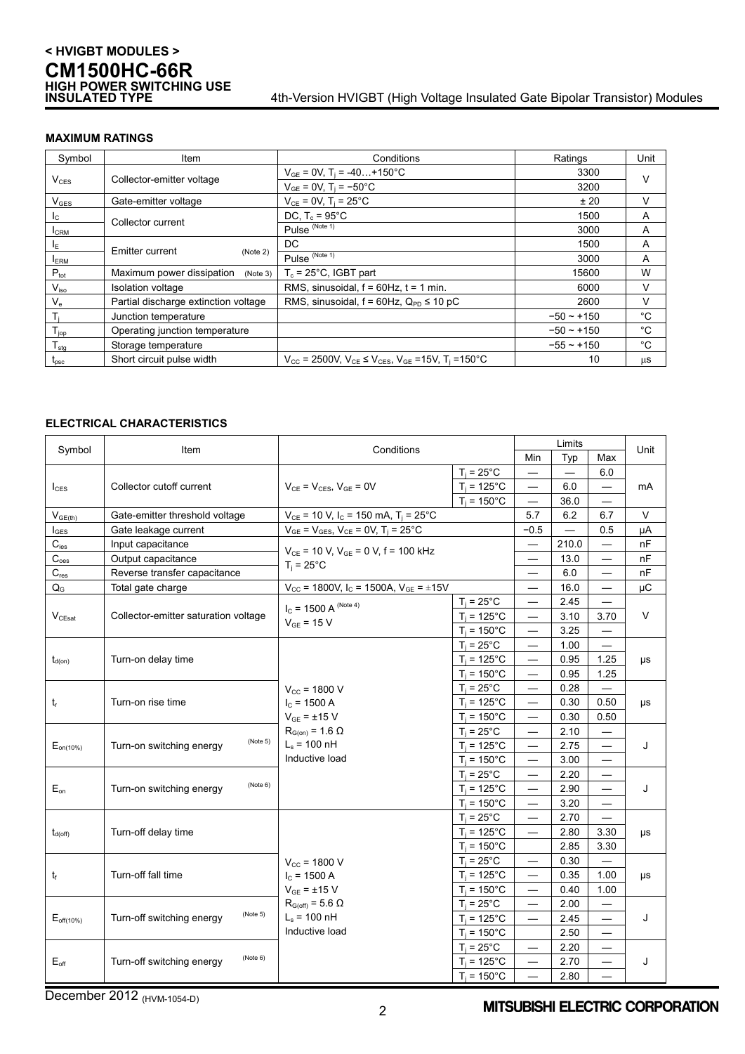## MAXIMUM RATINGS

| Symbol | Item | Conditions | Ratings | Unit |
|---|---|---|---|---|
| $V_{CES}$ | Collector-emitter voltage | $V_{GE}$ = 0V, $T_j$ = -40…+150°C | 3300 | V |
| | | $V_{GE}$ = 0V, $T_j$ = −50°C | 3200 | |
| $V_{GES}$ | Gate-emitter voltage | $V_{CE}$ = 0V, $T_j$ = 25°C | ± 20 | V |
| $I_C$ | Collector current | DC, $T_c$ = 95°C | 1500 | A |
| $I_{CRM}$ | | Pulse (Note 1) | 3000 | A |
| $I_E$ | Emitter current (Note 2) | DC | 1500 | A |
| $I_{ERM}$ | | Pulse (Note 1) | 3000 | A |
| $P_{tot}$ | Maximum power dissipation (Note 3) | $T_c$ = 25°C, IGBT part | 15600 | W |
| $V_{iso}$ | Isolation voltage | RMS, sinusoidal, f = 60Hz, t = 1 min. | 6000 | V |
| $V_e$ | Partial discharge extinction voltage | RMS, sinusoidal, f = 60Hz, $Q_{PD}$ ≤ 10 pC | 2600 | V |
| $T_j$ | Junction temperature | | −50 ~ +150 | °C |
| $T_{jop}$ | Operating junction temperature | | −50 ~ +150 | °C |
| $T_{stg}$ | Storage temperature | | −55 ~ +150 | °C |
| $t_{psc}$ | Short circuit pulse width | $V_{CC}$ = 2500V, $V_{CE}$ ≤ $V_{CES}$, $V_{GE}$ =15V, $T_j$ =150°C | 10 | μs |

## ELECTRICAL CHARACTERISTICS

| Symbol | Item | Conditions | | Limits | | | Unit |
|---|---|---|---|---|---|---|---|
| | | | | Min | Typ | Max | |
| $I_{CES}$ | Collector cutoff current | $V_{CE}$ = $V_{CES}$, $V_{GE}$ = 0V | $T_j$ = 25°C | — | — | 6.0 | mA |
| | | | $T_j$ = 125°C | — | 6.0 | — | |
| | | | $T_j$ = 150°C | — | 36.0 | — | |
| $V_{GE(th)}$ | Gate-emitter threshold voltage | $V_{CE}$ = 10 V, $I_C$ = 150 mA, $T_j$ = 25°C | | 5.7 | 6.2 | 6.7 | V |
| $I_{GES}$ | Gate leakage current | $V_{GE}$ = $V_{GES}$, $V_{CE}$ = 0V, $T_j$ = 25°C | | −0.5 | — | 0.5 | μA |
| $C_{ies}$ | Input capacitance | $V_{CE}$ = 10 V, $V_{GE}$ = 0 V, f = 100 kHz, $T_j$ = 25°C | | — | 210.0 | — | nF |
| $C_{oes}$ | Output capacitance | | | — | 13.0 | — | nF |
| $C_{res}$ | Reverse transfer capacitance | | | — | 6.0 | — | nF |
| $Q_G$ | Total gate charge | $V_{CC}$ = 1800V, $I_C$ = 1500A, $V_{GE}$ = ±15V | | — | 16.0 | — | μC |
| $V_{CEsat}$ | Collector-emitter saturation voltage | $I_C$ = 1500 A (Note 4), $V_{GE}$ = 15 V | $T_j$ = 25°C | — | 2.45 | — | V |
| | | | $T_j$ = 125°C | — | 3.10 | 3.70 | |
| | | | $T_j$ = 150°C | — | 3.25 | — | |
| $t_{d(on)}$ | Turn-on delay time | $V_{CC}$ = 1800 V, $I_C$ = 1500 A, $V_{GE}$ = ±15 V, $R_{G(on)}$ = 1.6 Ω, $L_s$ = 100 nH, Inductive load | $T_j$ = 25°C | — | 1.00 | — | μs |
| | | | $T_j$ = 125°C | — | 0.95 | 1.25 | |
| | | | $T_j$ = 150°C | — | 0.95 | 1.25 | |
| $t_r$ | Turn-on rise time | | $T_j$ = 25°C | — | 0.28 | — | μs |
| | | | $T_j$ = 125°C | — | 0.30 | 0.50 | |
| | | | $T_j$ = 150°C | — | 0.30 | 0.50 | |
| $E_{on(10\%)}$ | Turn-on switching energy (Note 5) | | $T_j$ = 25°C | — | 2.10 | — | J |
| | | | $T_j$ = 125°C | — | 2.75 | — | |
| | | | $T_j$ = 150°C | — | 3.00 | — | |
| $E_{on}$ | Turn-on switching energy (Note 6) | | $T_j$ = 25°C | — | 2.20 | — | J |
| | | | $T_j$ = 125°C | — | 2.90 | — | |
| | | | $T_j$ = 150°C | — | 3.20 | — | |
| $t_{d(off)}$ | Turn-off delay time | $V_{CC}$ = 1800 V, $I_C$ = 1500 A, $V_{GE}$ = ±15 V, $R_{G(off)}$ = 5.6 Ω, $L_s$ = 100 nH, Inductive load | $T_j$ = 25°C | — | 2.70 | — | μs |
| | | | $T_j$ = 125°C | — | 2.80 | 3.30 | |
| | | | $T_j$ = 150°C | | 2.85 | 3.30 | |
| $t_f$ | Turn-off fall time | | $T_j$ = 25°C | — | 0.30 | — | μs |
| | | | $T_j$ = 125°C | — | 0.35 | 1.00 | |
| | | | $T_j$ = 150°C | — | 0.40 | 1.00 | |
| $E_{off(10\%)}$ | Turn-off switching energy (Note 5) | | $T_j$ = 25°C | — | 2.00 | — | J |
| | | | $T_j$ = 125°C | — | 2.45 | — | |
| | | | $T_j$ = 150°C | | 2.50 | — | |
| $E_{off}$ | Turn-off switching energy (Note 6) | | $T_j$ = 25°C | — | 2.20 | — | J |
| | | | $T_j$ = 125°C | — | 2.70 | — | |
| | | | $T_j$ = 150°C | — | 2.80 | — | |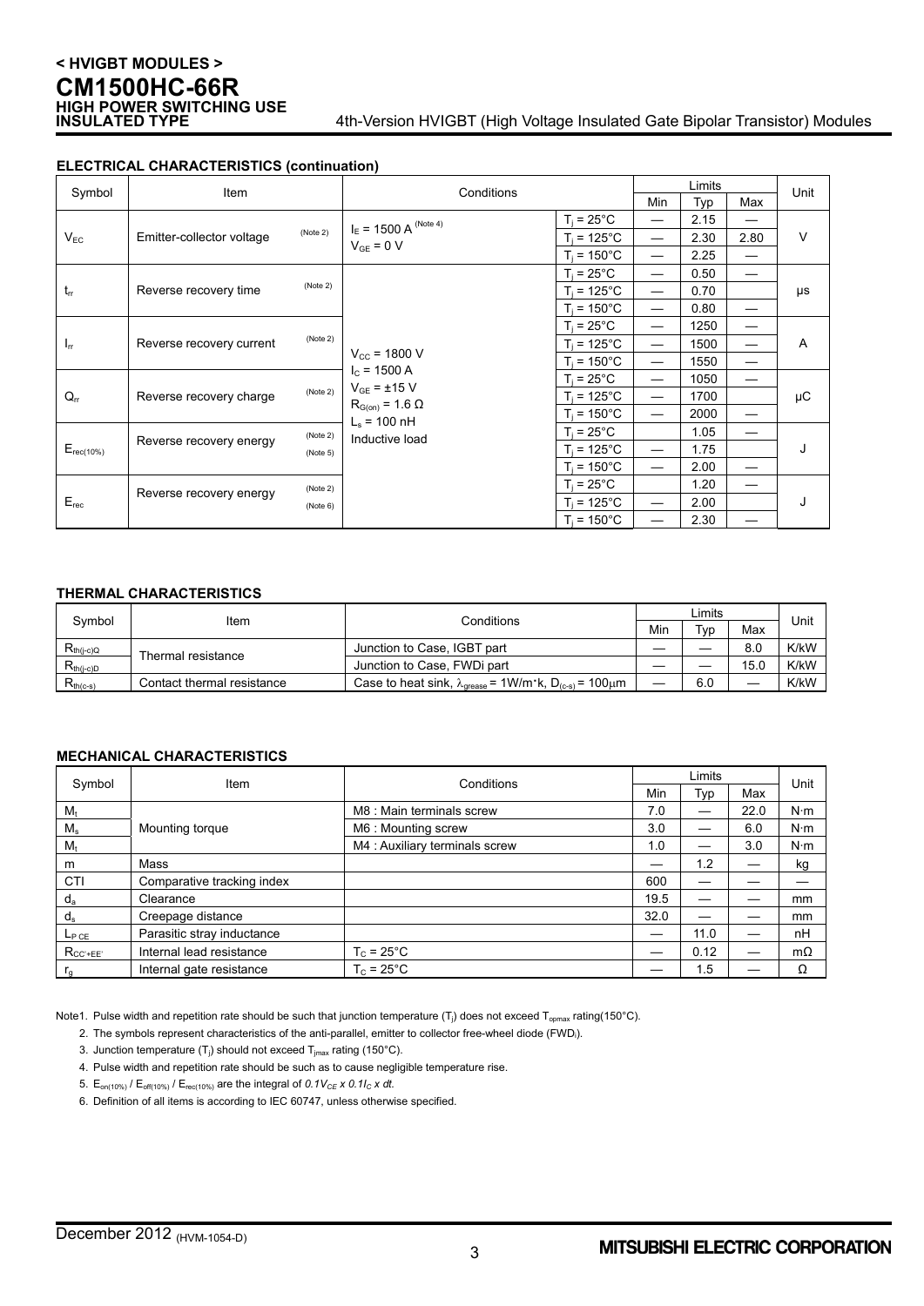## ELECTRICAL CHARACTERISTICS (continuation)

| Symbol | Item | | Conditions | | Limits | | | Unit |
|---|---|---|---|---|---|---|---|---|
| | | | | | Min | Typ | Max | |
| $V_{EC}$ | Emitter-collector voltage | (Note 2) | $I_E$ = 1500 A (Note 4) $V_{GE}$ = 0 V | $T_j$ = 25°C | — | 2.15 | — | V |
| | | | | $T_j$ = 125°C | — | 2.30 | 2.80 | |
| | | | | $T_j$ = 150°C | — | 2.25 | — | |
| $t_{rr}$ | Reverse recovery time | (Note 2) | $V_{CC}$ = 1800 V $I_C$ = 1500 A $V_{GE}$ = ±15 V $R_{G(on)}$ = 1.6 Ω $L_s$ = 100 nH Inductive load | $T_j$ = 25°C | — | 0.50 | — | μs |
| | | | | $T_j$ = 125°C | — | 0.70 | | |
| | | | | $T_j$ = 150°C | — | 0.80 | — | |
| $I_{rr}$ | Reverse recovery current | (Note 2) | | $T_j$ = 25°C | — | 1250 | — | A |
| | | | | $T_j$ = 125°C | — | 1500 | — | |
| | | | | $T_j$ = 150°C | — | 1550 | — | |
| $Q_{rr}$ | Reverse recovery charge | (Note 2) | | $T_j$ = 25°C | — | 1050 | — | μC |
| | | | | $T_j$ = 125°C | — | 1700 | | |
| | | | | $T_j$ = 150°C | — | 2000 | — | |
| $E_{rec(10\%)}$ | Reverse recovery energy | (Note 2) (Note 5) | | $T_j$ = 25°C | | 1.05 | — | J |
| | | | | $T_j$ = 125°C | — | 1.75 | | |
| | | | | $T_j$ = 150°C | — | 2.00 | — | |
| $E_{rec}$ | Reverse recovery energy | (Note 2) (Note 6) | | $T_j$ = 25°C | | 1.20 | — | J |
| | | | | $T_j$ = 125°C | — | 2.00 | | |
| | | | | $T_j$ = 150°C | — | 2.30 | — | |

## THERMAL CHARACTERISTICS

| Symbol | Item | Conditions | Limits | | | Unit |
|---|---|---|---|---|---|---|
| | | | Min | Typ | Max | |
| $R_{th(j-c)Q}$ | Thermal resistance | Junction to Case, IGBT part | — | — | 8.0 | K/kW |
| $R_{th(j-c)D}$ | | Junction to Case, FWDi part | — | — | 15.0 | K/kW |
| $R_{th(c-s)}$ | Contact thermal resistance | Case to heat sink, $\lambda_{grease}$ = 1W/m·k, $D_{(c-s)}$ = 100μm | — | 6.0 | — | K/kW |

## MECHANICAL CHARACTERISTICS

| Symbol | Item | Conditions | Limits | | | Unit |
|---|---|---|---|---|---|---|
| | | | Min | Typ | Max | |
| $M_t$ | Mounting torque | M8 : Main terminals screw | 7.0 | — | 22.0 | N·m |
| $M_s$ | | M6 : Mounting screw | 3.0 | — | 6.0 | N·m |
| $M_t$ | | M4 : Auxiliary terminals screw | 1.0 | — | 3.0 | N·m |
| m | Mass | | — | 1.2 | — | kg |
| CTI | Comparative tracking index | | 600 | — | — | — |
| $d_a$ | Clearance | | 19.5 | — | — | mm |
| $d_s$ | Creepage distance | | 32.0 | — | — | mm |
| $L_{P\ CE}$ | Parasitic stray inductance | | — | 11.0 | — | nH |
| $R_{CC'+EE'}$ | Internal lead resistance | $T_C$ = 25°C | — | 0.12 | — | mΩ |
| $r_g$ | Internal gate resistance | $T_C$ = 25°C | — | 1.5 | — | Ω |

Note1. Pulse width and repetition rate should be such that junction temperature ($T_j$) does not exceed $T_{opmax}$ rating(150°C).

2. The symbols represent characteristics of the anti-parallel, emitter to collector free-wheel diode ($FWD_i$).
3. Junction temperature ($T_j$) should not exceed $T_{jmax}$ rating (150°C).
4. Pulse width and repetition rate should be such as to cause negligible temperature rise.
5. $E_{on(10\%)}$ / $E_{off(10\%)}$ / $E_{rec(10\%)}$ are the integral of $0.1V_{CE} \times 0.1I_C \times dt$.
6. Definition of all items is according to IEC 60747, unless otherwise specified.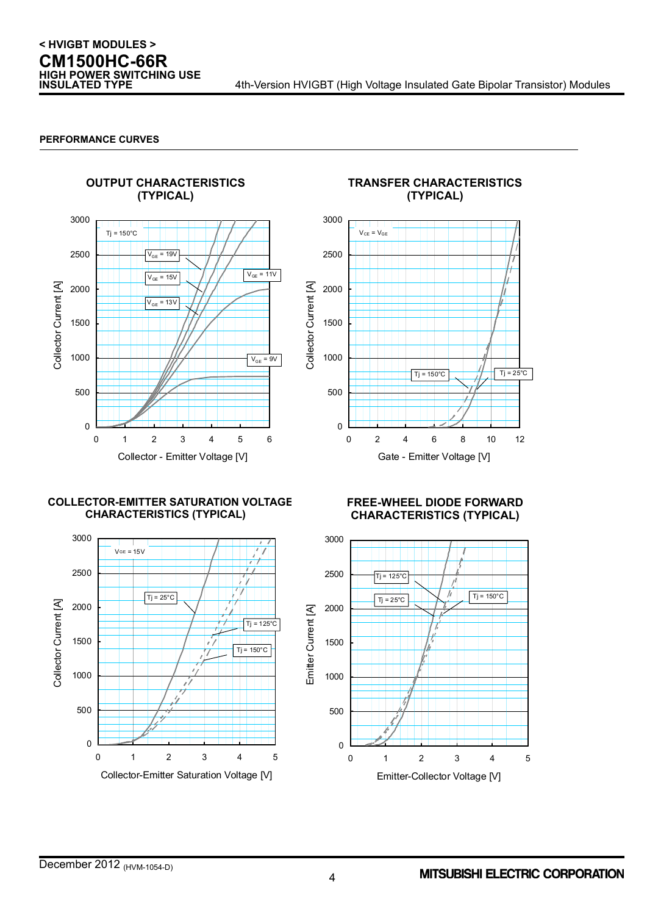## PERFORMANCE CURVES

### OUTPUT CHARACTERISTICS (TYPICAL)

Tj = 150°C

$V_{GE}$ = 19V

$V_{GE}$ = 15V

$V_{GE}$ = 13V

$V_{GE}$ = 11V

$V_{GE}$ = 9V

Collector Current [A]

Collector - Emitter Voltage [V]

### TRANSFER CHARACTERISTICS (TYPICAL)

$V_{CE}$ = $V_{GE}$

Tj = 150°C

Tj = 25°C

Collector Current [A]

Gate - Emitter Voltage [V]

### COLLECTOR-EMITTER SATURATION VOLTAGE CHARACTERISTICS (TYPICAL)

$V_{GE}$ = 15V

Tj = 25°C

Tj = 125°C

Tj = 150°C

Collector Current [A]

Collector-Emitter Saturation Voltage [V]

### FREE-WHEEL DIODE FORWARD CHARACTERISTICS (TYPICAL)

Tj = 125°C

Tj = 25°C

Tj = 150°C

Emitter Current [A]

Emitter-Collector Voltage [V]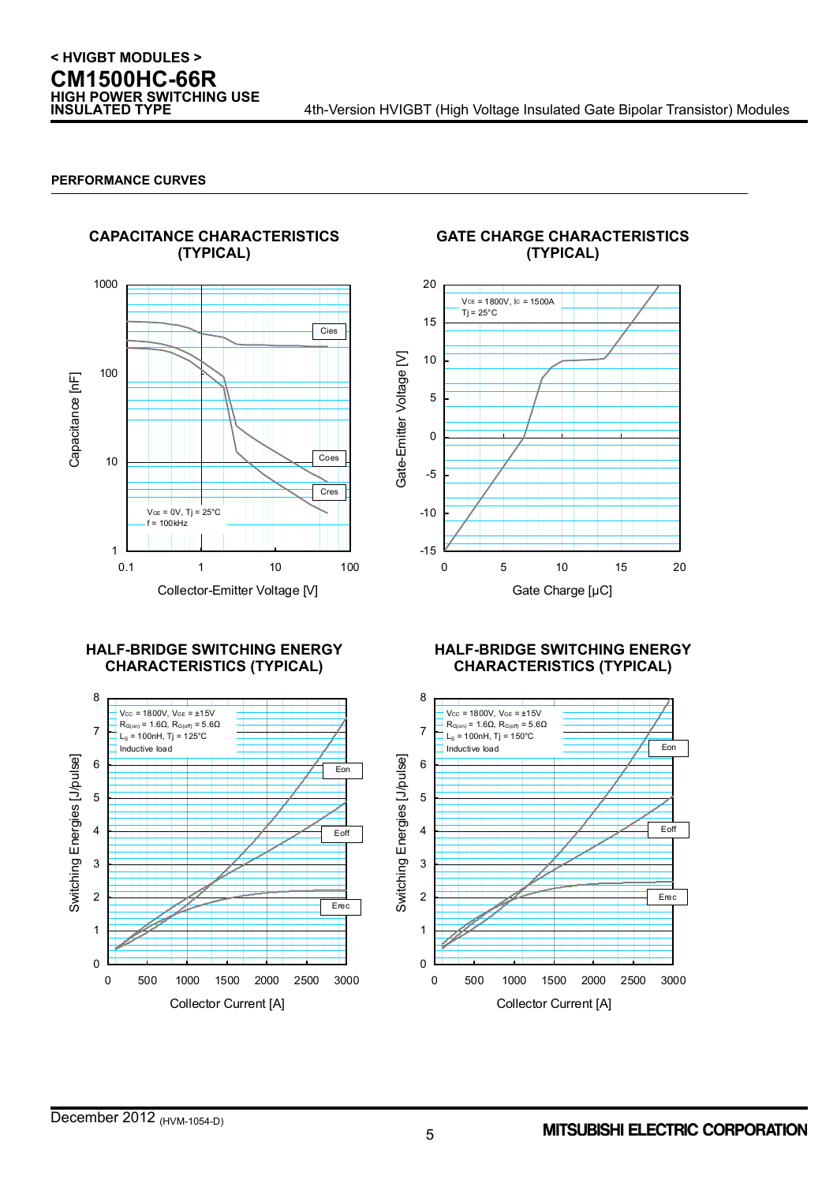## PERFORMANCE CURVES

### CAPACITANCE CHARACTERISTICS (TYPICAL)

$V_{GE}$ = 0V, Tj = 25°C
f = 100kHz

Cies
Coes
Cres

Capacitance [nF]

Collector-Emitter Voltage [V]

### GATE CHARGE CHARACTERISTICS (TYPICAL)

$V_{CE}$ = 1800V, $I_C$ = 1500A
Tj = 25°C

Gate-Emitter Voltage [V]

Gate Charge [μC]

### HALF-BRIDGE SWITCHING ENERGY CHARACTERISTICS (TYPICAL)

$V_{CC}$ = 1800V, $V_{GE}$ = ±15V
$R_{G(on)}$ = 1.6Ω, $R_{G(off)}$ = 5.6Ω
$L_S$ = 100nH, Tj = 125°C
Inductive load

Eon
Eoff
Erec

Switching Energies [J/pulse]

Collector Current [A]

### HALF-BRIDGE SWITCHING ENERGY CHARACTERISTICS (TYPICAL)

$V_{CC}$ = 1800V, $V_{GE}$ = ±15V
$R_{G(on)}$ = 1.6Ω, $R_{G(off)}$ = 5.6Ω
$L_S$ = 100nH, Tj = 150°C
Inductive load

Eon
Eoff
Erec

Switching Energies [J/pulse]

Collector Current [A]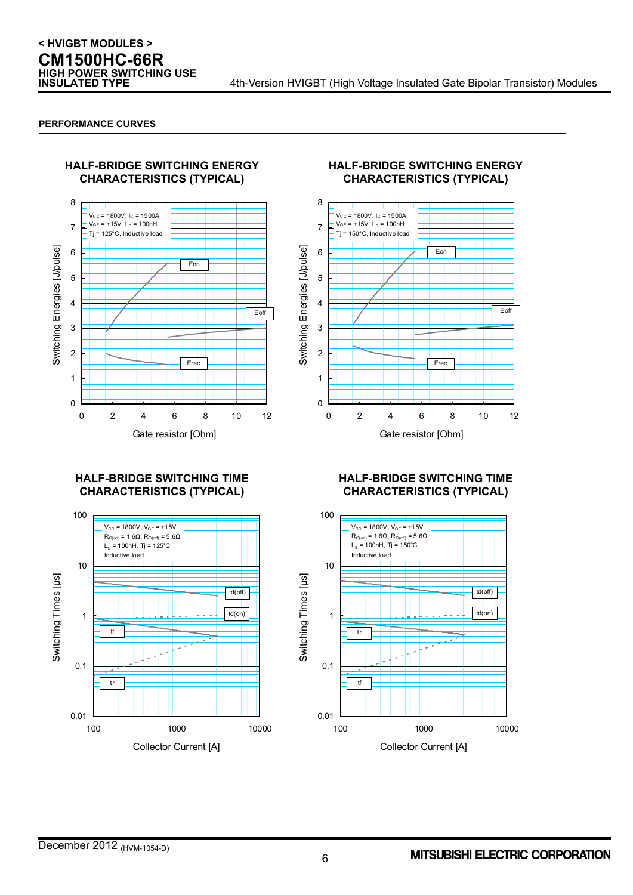## PERFORMANCE CURVES

### HALF-BRIDGE SWITCHING ENERGY CHARACTERISTICS (TYPICAL)

$V_{CC}$ = 1800V, $I_C$ = 1500A
$V_{GE}$ = ±15V, $L_S$ = 100nH
Tj = 125°C, Inductive load

Eon, Eoff, Erec

Switching Energies [J/pulse]

Gate resistor [Ohm]

### HALF-BRIDGE SWITCHING ENERGY CHARACTERISTICS (TYPICAL)

$V_{CC}$ = 1800V, $I_C$ = 1500A
$V_{GE}$ = ±15V, $L_S$ = 100nH
Tj = 150°C, Inductive load

Eon, Eoff, Erec

Switching Energies [J/pulse]

Gate resistor [Ohm]

### HALF-BRIDGE SWITCHING TIME CHARACTERISTICS (TYPICAL)

$V_{CC}$ = 1800V, $V_{GE}$ = ±15V
$R_{G(on)}$ = 1.6Ω, $R_{G(off)}$ = 5.6Ω
$L_S$ = 100nH, Tj = 125°C
Inductive load

td(off), td(on), tf, tr

Switching Times [µs]

Collector Current [A]

### HALF-BRIDGE SWITCHING TIME CHARACTERISTICS (TYPICAL)

$V_{CC}$ = 1800V, $V_{GE}$ = ±15V
$R_{G(on)}$ = 1.6Ω, $R_{G(off)}$ = 5.6Ω
$L_S$ = 100nH, Tj = 150°C
Inductive load

td(off), td(on), tr, tf

Switching Times [µs]

Collector Current [A]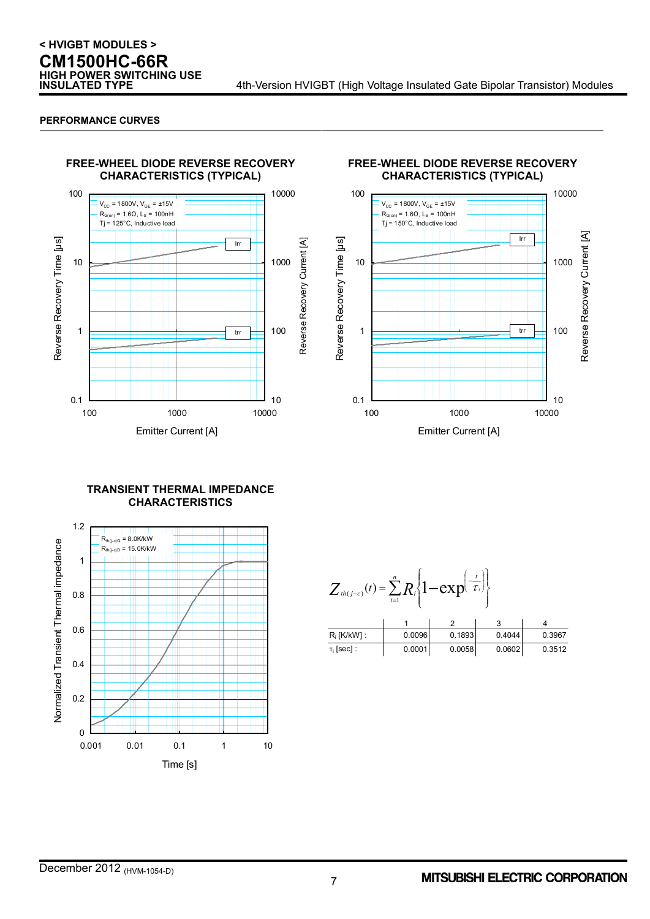## PERFORMANCE CURVES

### FREE-WHEEL DIODE REVERSE RECOVERY CHARACTERISTICS (TYPICAL)

$V_{CC}$ = 1800V, $V_{GE}$ = ±15V
$R_{G(on)}$ = 1.6Ω, $L_S$ = 100nH
Tj = 125°C, Inductive load

Reverse Recovery Time [μs] — Reverse Recovery Current [A] — Emitter Current [A]

Irr, trr

### FREE-WHEEL DIODE REVERSE RECOVERY CHARACTERISTICS (TYPICAL)

$V_{CC}$ = 1800V, $V_{GE}$ = ±15V
$R_{G(on)}$ = 1.6Ω, $L_S$ = 100nH
Tj = 150°C, Inductive load

Reverse Recovery Time [μs] — Reverse Recovery Current [A] — Emitter Current [A]

Irr, trr

### TRANSIENT THERMAL IMPEDANCE CHARACTERISTICS

$R_{th(j-c)Q}$ = 8.0K/kW
$R_{th(j-c)D}$ = 15.0K/kW

Normalized Transient Thermal impedance — Time [s]

$$Z_{th(j-c)}(t) = \sum_{i=1}^{n} R_i \left\{ 1 - \exp\left( -\frac{t}{\tau_i} \right) \right\}$$

| | 1 | 2 | 3 | 4 |
|---|---|---|---|---|
| $R_i$ [K/kW] : | 0.0096 | 0.1893 | 0.4044 | 0.3967 |
| $\tau_i$ [sec] : | 0.0001 | 0.0058 | 0.0602 | 0.3512 |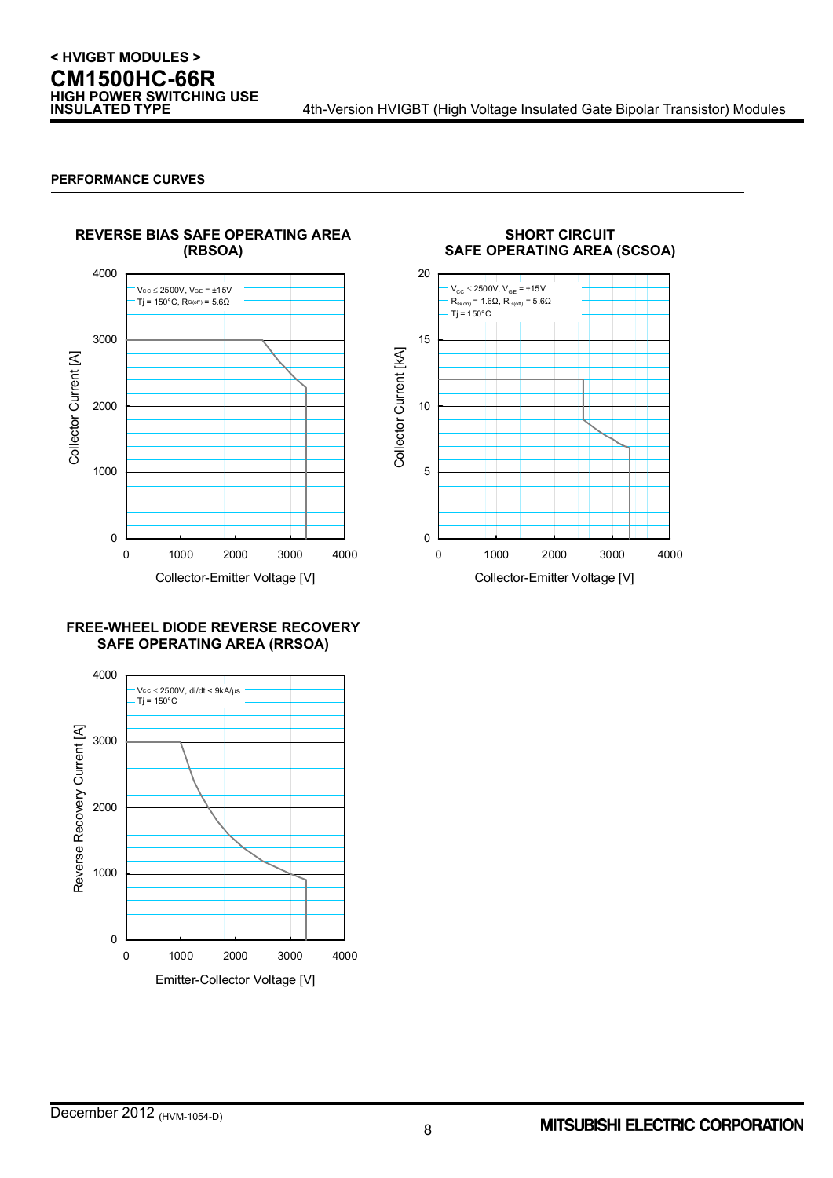## PERFORMANCE CURVES

### REVERSE BIAS SAFE OPERATING AREA (RBSOA)

$V_{CC} \le 2500V$, $V_{GE} = \pm15V$
Tj = 150°C, $R_{G(off)} = 5.6\Omega$

Collector Current [A]

Collector-Emitter Voltage [V]

### SHORT CIRCUIT SAFE OPERATING AREA (SCSOA)

$V_{CC} \le 2500V$, $V_{GE} = \pm15V$
$R_{G(on)} = 1.6\Omega$, $R_{G(off)} = 5.6\Omega$
Tj = 150°C

Collector Current [kA]

Collector-Emitter Voltage [V]

### FREE-WHEEL DIODE REVERSE RECOVERY SAFE OPERATING AREA (RRSOA)

$V_{CC} \le 2500V$, di/dt < 9kA/μs
Tj = 150°C

Reverse Recovery Current [A]

Emitter-Collector Voltage [V]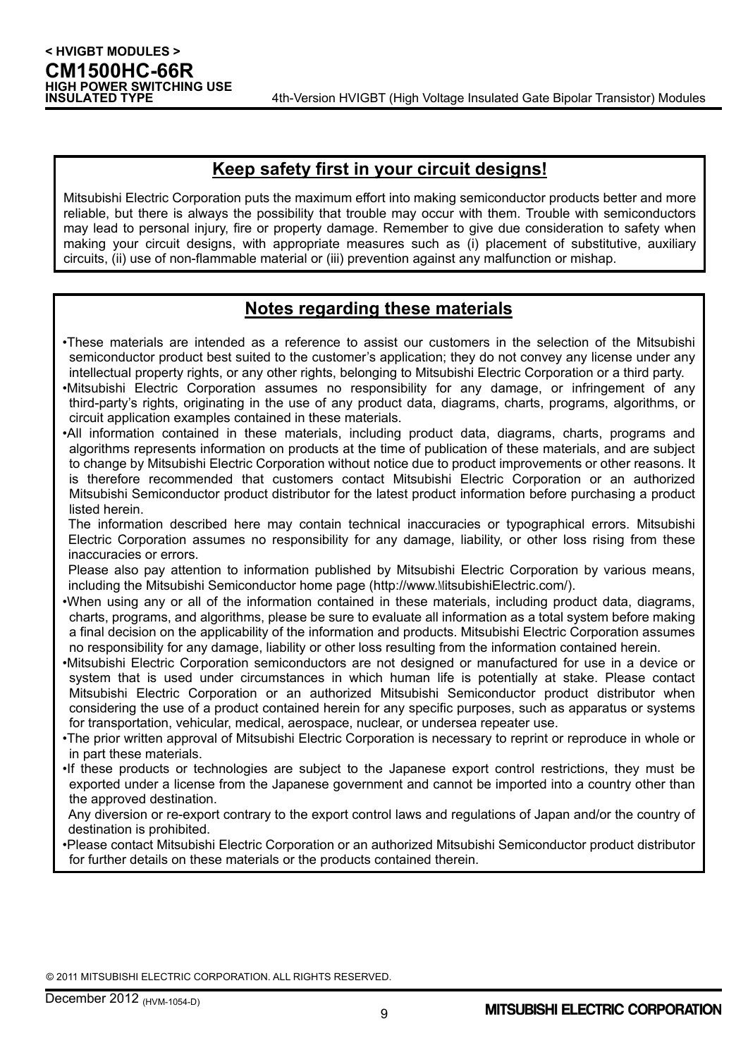## Keep safety first in your circuit designs!

Mitsubishi Electric Corporation puts the maximum effort into making semiconductor products better and more reliable, but there is always the possibility that trouble may occur with them. Trouble with semiconductors may lead to personal injury, fire or property damage. Remember to give due consideration to safety when making your circuit designs, with appropriate measures such as (i) placement of substitutive, auxiliary circuits, (ii) use of non-flammable material or (iii) prevention against any malfunction or mishap.

## Notes regarding these materials

- These materials are intended as a reference to assist our customers in the selection of the Mitsubishi semiconductor product best suited to the customer's application; they do not convey any license under any intellectual property rights, or any other rights, belonging to Mitsubishi Electric Corporation or a third party.
- Mitsubishi Electric Corporation assumes no responsibility for any damage, or infringement of any third-party's rights, originating in the use of any product data, diagrams, charts, programs, algorithms, or circuit application examples contained in these materials.
- All information contained in these materials, including product data, diagrams, charts, programs and algorithms represents information on products at the time of publication of these materials, and are subject to change by Mitsubishi Electric Corporation without notice due to product improvements or other reasons. It is therefore recommended that customers contact Mitsubishi Electric Corporation or an authorized Mitsubishi Semiconductor product distributor for the latest product information before purchasing a product listed herein.

  The information described here may contain technical inaccuracies or typographical errors. Mitsubishi Electric Corporation assumes no responsibility for any damage, liability, or other loss rising from these inaccuracies or errors.

  Please also pay attention to information published by Mitsubishi Electric Corporation by various means, including the Mitsubishi Semiconductor home page (http://www.MitsubishiElectric.com/).
- When using any or all of the information contained in these materials, including product data, diagrams, charts, programs, and algorithms, please be sure to evaluate all information as a total system before making a final decision on the applicability of the information and products. Mitsubishi Electric Corporation assumes no responsibility for any damage, liability or other loss resulting from the information contained herein.
- Mitsubishi Electric Corporation semiconductors are not designed or manufactured for use in a device or system that is used under circumstances in which human life is potentially at stake. Please contact Mitsubishi Electric Corporation or an authorized Mitsubishi Semiconductor product distributor when considering the use of a product contained herein for any specific purposes, such as apparatus or systems for transportation, vehicular, medical, aerospace, nuclear, or undersea repeater use.
- The prior written approval of Mitsubishi Electric Corporation is necessary to reprint or reproduce in whole or in part these materials.
- If these products or technologies are subject to the Japanese export control restrictions, they must be exported under a license from the Japanese government and cannot be imported into a country other than the approved destination.

  Any diversion or re-export contrary to the export control laws and regulations of Japan and/or the country of destination is prohibited.
- Please contact Mitsubishi Electric Corporation or an authorized Mitsubishi Semiconductor product distributor for further details on these materials or the products contained therein.

© 2011 MITSUBISHI ELECTRIC CORPORATION. ALL RIGHTS RESERVED.